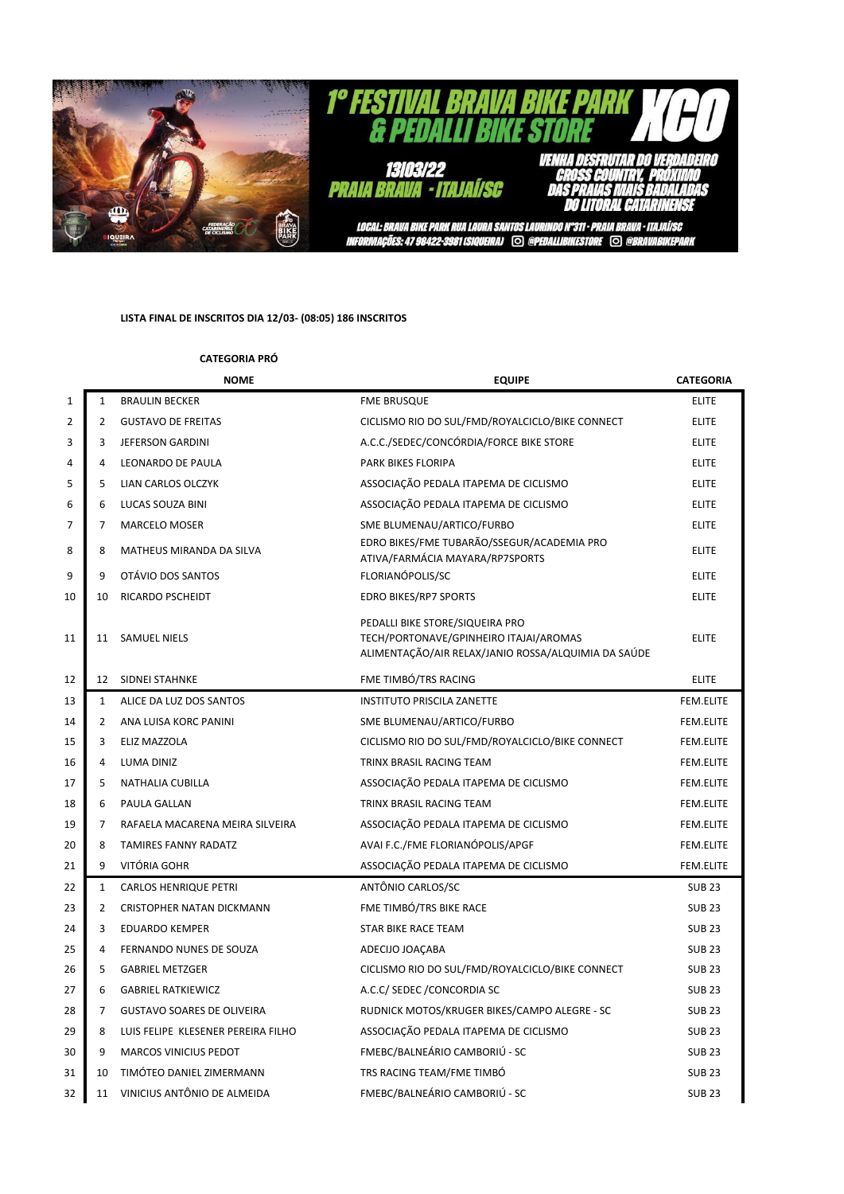# 1º FESTIVAL BRAVA BIKE PARK & PEDALLI BIKE STORE XCO

13/03/22
PRAIA BRAVA - ITAJAÍ/SC

VENHA DESFRUTAR DO VERDADEIRO CROSS COUNTRY, PRÓXIMO DAS PRAIAS MAIS BADALADAS DO LITORAL CATARINENSE

LOCAL: BRAVA BIKE PARK RUA LAURA SANTOS LAURINDO Nº311 - PRAIA BRAVA - ITAJAÍ/SC
INFORMAÇÕES: 47 98422-3981 (SIQUEIRA) @PEDALLIBIKESTORE @BRAVABIKEPARK

**LISTA FINAL DE INSCRITOS DIA 12/03- (08:05) 186 INSCRITOS**

**CATEGORIA PRÓ**

| | | NOME | EQUIPE | CATEGORIA |
|---|---|---|---|---|
| 1 | 1 | BRAULIN BECKER | FME BRUSQUE | ELITE |
| 2 | 2 | GUSTAVO DE FREITAS | CICLISMO RIO DO SUL/FMD/ROYALCICLO/BIKE CONNECT | ELITE |
| 3 | 3 | JEFERSON GARDINI | A.C.C./SEDEC/CONCÓRDIA/FORCE BIKE STORE | ELITE |
| 4 | 4 | LEONARDO DE PAULA | PARK BIKES FLORIPA | ELITE |
| 5 | 5 | LIAN CARLOS OLCZYK | ASSOCIAÇÃO PEDALA ITAPEMA DE CICLISMO | ELITE |
| 6 | 6 | LUCAS SOUZA BINI | ASSOCIAÇÃO PEDALA ITAPEMA DE CICLISMO | ELITE |
| 7 | 7 | MARCELO MOSER | SME BLUMENAU/ARTICO/FURBO | ELITE |
| 8 | 8 | MATHEUS MIRANDA DA SILVA | EDRO BIKES/FME TUBARÃO/SSEGUR/ACADEMIA PRO ATIVA/FARMÁCIA MAYARA/RP7SPORTS | ELITE |
| 9 | 9 | OTÁVIO DOS SANTOS | FLORIANÓPOLIS/SC | ELITE |
| 10 | 10 | RICARDO PSCHEIDT | EDRO BIKES/RP7 SPORTS | ELITE |
| 11 | 11 | SAMUEL NIELS | PEDALLI BIKE STORE/SIQUEIRA PRO TECH/PORTONAVE/GPINHEIRO ITAJAI/AROMAS ALIMENTAÇÃO/AIR RELAX/JANIO ROSSA/ALQUIMIA DA SAÚDE | ELITE |
| 12 | 12 | SIDNEI STAHNKE | FME TIMBÓ/TRS RACING | ELITE |
| 13 | 1 | ALICE DA LUZ DOS SANTOS | INSTITUTO PRISCILA ZANETTE | FEM.ELITE |
| 14 | 2 | ANA LUISA KORC PANINI | SME BLUMENAU/ARTICO/FURBO | FEM.ELITE |
| 15 | 3 | ELIZ MAZZOLA | CICLISMO RIO DO SUL/FMD/ROYALCICLO/BIKE CONNECT | FEM.ELITE |
| 16 | 4 | LUMA DINIZ | TRINX BRASIL RACING TEAM | FEM.ELITE |
| 17 | 5 | NATHALIA CUBILLA | ASSOCIAÇÃO PEDALA ITAPEMA DE CICLISMO | FEM.ELITE |
| 18 | 6 | PAULA GALLAN | TRINX BRASIL RACING TEAM | FEM.ELITE |
| 19 | 7 | RAFAELA MACARENA MEIRA SILVEIRA | ASSOCIAÇÃO PEDALA ITAPEMA DE CICLISMO | FEM.ELITE |
| 20 | 8 | TAMIRES FANNY RADATZ | AVAI F.C./FME FLORIANÓPOLIS/APGF | FEM.ELITE |
| 21 | 9 | VITÓRIA GOHR | ASSOCIAÇÃO PEDALA ITAPEMA DE CICLISMO | FEM.ELITE |
| 22 | 1 | CARLOS HENRIQUE PETRI | ANTÔNIO CARLOS/SC | SUB 23 |
| 23 | 2 | CRISTOPHER NATAN DICKMANN | FME TIMBÓ/TRS BIKE RACE | SUB 23 |
| 24 | 3 | EDUARDO KEMPER | STAR BIKE RACE TEAM | SUB 23 |
| 25 | 4 | FERNANDO NUNES DE SOUZA | ADECIJO JOAÇABA | SUB 23 |
| 26 | 5 | GABRIEL METZGER | CICLISMO RIO DO SUL/FMD/ROYALCICLO/BIKE CONNECT | SUB 23 |
| 27 | 6 | GABRIEL RATKIEWICZ | A.C.C/ SEDEC /CONCORDIA SC | SUB 23 |
| 28 | 7 | GUSTAVO SOARES DE OLIVEIRA | RUDNICK MOTOS/KRUGER BIKES/CAMPO ALEGRE - SC | SUB 23 |
| 29 | 8 | LUIS FELIPE KLESENER PEREIRA FILHO | ASSOCIAÇÃO PEDALA ITAPEMA DE CICLISMO | SUB 23 |
| 30 | 9 | MARCOS VINICIUS PEDOT | FMEBC/BALNEÁRIO CAMBORIÚ - SC | SUB 23 |
| 31 | 10 | TIMÓTEO DANIEL ZIMERMANN | TRS RACING TEAM/FME TIMBÓ | SUB 23 |
| 32 | 11 | VINICIUS ANTÔNIO DE ALMEIDA | FMEBC/BALNEÁRIO CAMBORIÚ - SC | SUB 23 |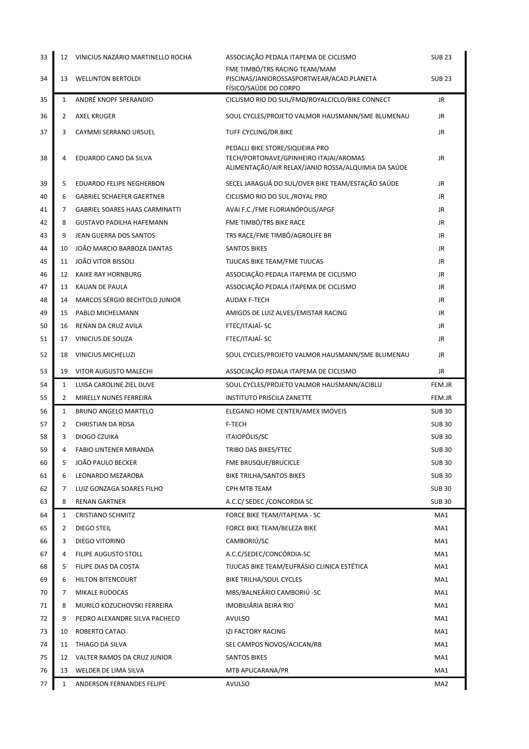| | | | | |
|---|---|---|---|---|
| 33 | 12 | VINICIUS NAZÁRIO MARTINELLO ROCHA | ASSOCIAÇÃO PEDALA ITAPEMA DE CICLISMO | SUB 23 |
| 34 | 13 | WELLINTON BERTOLDI | FME TIMBÓ/TRS RACING TEAM/MAM PISCINAS/JANIOROSSASPORTWEAR/ACAD.PLANETA FÍSICO/SAÚDE DO CORPO | SUB 23 |
| 35 | 1 | ANDRÉ KNOPF SPERANDIO | CICLISMO RIO DO SUL/FMD/ROYALCICLO/BIKE CONNECT | JR |
| 36 | 2 | AXEL KRUGER | SOUL CYCLES/PROJETO VALMOR HAUSMANN/SME BLUMENAU | JR |
| 37 | 3 | CAYMMI SERRANO URSUEL | TUFF CYCLING/DR.BIKE | JR |
| 38 | 4 | EDUARDO CANO DA SILVA | PEDALLI BIKE STORE/SIQUEIRA PRO TECH/PORTONAVE/GPINHEIRO ITAJAI/AROMAS ALIMENTAÇÃO/AIR RELAX/JANIO ROSSA/ALQUIMIA DA SAÚDE | JR |
| 39 | 5 | EDUARDO FELIPE NEGHERBON | SECEL JARAGUÁ DO SUL/OVER BIKE TEAM/ESTAÇÃO SAÚDE | JR |
| 40 | 6 | GABRIEL SCHAEFER GAERTNER | CICLISMO RIO DO SUL./ROYAL PRO | JR |
| 41 | 7 | GABRIEL SOARES HAAS CARMINATTI | AVAI F.C./FME FLORIANÓPOLIS/APGF | JR |
| 42 | 8 | GUSTAVO PADILHA HAFEMANN | FME TIMBÓ/TRS BIKE RACE | JR |
| 43 | 9 | JEAN GUERRA DOS SANTOS | TRS RACE/FME TIMBÓ/AGROLIFE BR | JR |
| 44 | 10 | JOÃO MARCIO BARBOZA DANTAS | SANTOS BIKES | JR |
| 45 | 11 | JOÃO VITOR BISSOLI | TIJUCAS BIKE TEAM/FME TIJUCAS | JR |
| 46 | 12 | KAIKE RAY HORNBURG | ASSOCIAÇÃO PEDALA ITAPEMA DE CICLISMO | JR |
| 47 | 13 | KAUAN DE PAULA | ASSOCIAÇÃO PEDALA ITAPEMA DE CICLISMO | JR |
| 48 | 14 | MARCOS SÉRGIO BECHTOLD JUNIOR | AUDAX F-TECH | JR |
| 49 | 15 | PABLO MICHELMANN | AMIGOS DE LUIZ ALVES/EMISTAR RACING | JR |
| 50 | 16 | RENAN DA CRUZ AVILA | FTEC/ITAJAÍ- SC | JR |
| 51 | 17 | VINICIUS DE SOUZA | FTEC/ITAJAÍ- SC | JR |
| 52 | 18 | VINICIUS MICHELUZI | SOUL CYCLES/PROJETO VALMOR HAUSMANN/SME BLUMENAU | JR |
| 53 | 19 | VITOR AUGUSTO MALECHI | ASSOCIAÇÃO PEDALA ITAPEMA DE CICLISMO | JR |
| 54 | 1 | LUISA CAROLINE ZIEL DUVE | SOUL CYCLES/PROJETO VALMOR HAUSMANN/ACIBLU | FEM.JR |
| 55 | 2 | MIRELLY NUNES FERREIRA | INSTITUTO PRISCILA ZANETTE | FEM.JR |
| 56 | 1 | BRUNO ANGELO MARTELO | ELEGANCI HOME CENTER/AMEX IMÓVEIS | SUB 30 |
| 57 | 2 | CHRISTIAN DA ROSA | F-TECH | SUB 30 |
| 58 | 3 | DIOGO CZUIKA | ITAIOPÓLIS/SC | SUB 30 |
| 59 | 4 | FABIO LINTENER MIRANDA | TRIBO DAS BIKES/FTEC | SUB 30 |
| 60 | 5 | JOÃO PAULO BECKER | FME BRUSQUE/BRUCICLE | SUB 30 |
| 61 | 6 | LEONARDO MEZAROBA | BIKE TRILHA/SANTOS BIKES | SUB 30 |
| 62 | 7 | LUIZ GONZAGA SOARES FILHO | CPH MTB TEAM | SUB 30 |
| 63 | 8 | RENAN GARTNER | A.C.C/ SEDEC /CONCORDIA SC | SUB 30 |
| 64 | 1 | CRISTIANO SCHMITZ | FORCE BIKE TEAM/ITAPEMA - SC | MA1 |
| 65 | 2 | DIEGO STEIL | FORCE BIKE TEAM/BELEZA BIKE | MA1 |
| 66 | 3 | DIEGO VITORINO | CAMBORIÚ/SC | MA1 |
| 67 | 4 | FILIPE AUGUSTO STOLL | A.C.C/SEDEC/CONCÓRDIA-SC | MA1 |
| 68 | 5 | FILIPE DIAS DA COSTA | TIJUCAS BIKE TEAM/EUFRÁSIO CLINICA ESTÉTICA | MA1 |
| 69 | 6 | HILTON BITENCOURT | BIKE TRILHA/SOUL CYCLES | MA1 |
| 70 | 7 | MIKALE RUDOCAS | MBS/BALNEÁRIO CAMBORIÚ -SC | MA1 |
| 71 | 8 | MURILO KOZUCHOVSKI FERREIRA | IMOBILIÁRIA BEIRA RIO | MA1 |
| 72 | 9 | PEDRO ALEXANDRE SILVA PACHECO | AVULSO | MA1 |
| 73 | 10 | ROBERTO CATAO | IZI FACTORY RACING | MA1 |
| 74 | 11 | THIAGO DA SILVA | SEL CAMPOS NOVOS/ACICAN/RB | MA1 |
| 75 | 12 | VALTER RAMOS DA CRUZ JUNIOR | SANTOS BIKES | MA1 |
| 76 | 13 | WELDER DE LIMA SILVA | MTB APUCARANA/PR | MA1 |
| 77 | 1 | ANDERSON FERNANDES FELIPE | AVULSO | MA2 |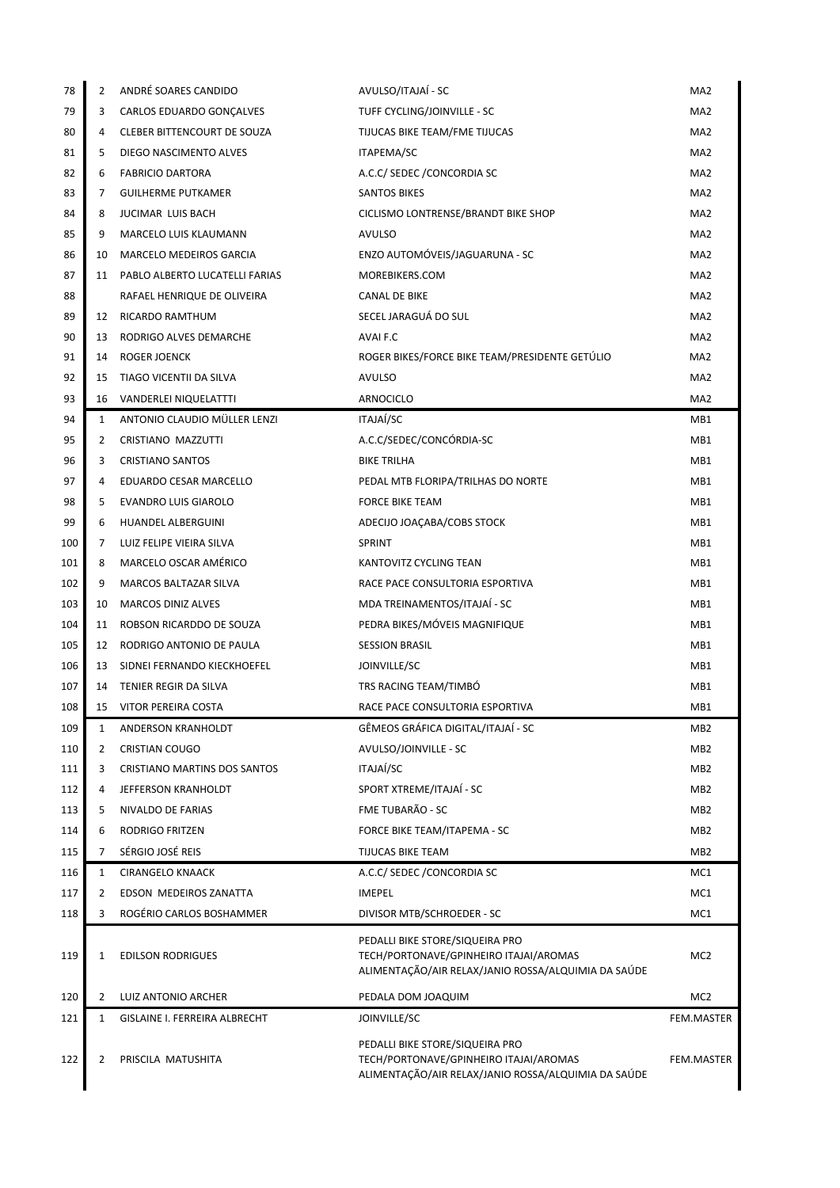| | | | | |
|---|---|---|---|---|
| 78 | 2 | ANDRÉ SOARES CANDIDO | AVULSO/ITAJAÍ - SC | MA2 |
| 79 | 3 | CARLOS EDUARDO GONÇALVES | TUFF CYCLING/JOINVILLE - SC | MA2 |
| 80 | 4 | CLEBER BITTENCOURT DE SOUZA | TIJUCAS BIKE TEAM/FME TIJUCAS | MA2 |
| 81 | 5 | DIEGO NASCIMENTO ALVES | ITAPEMA/SC | MA2 |
| 82 | 6 | FABRICIO DARTORA | A.C.C/ SEDEC /CONCORDIA SC | MA2 |
| 83 | 7 | GUILHERME PUTKAMER | SANTOS BIKES | MA2 |
| 84 | 8 | JUCIMAR LUIS BACH | CICLISMO LONTRENSE/BRANDT BIKE SHOP | MA2 |
| 85 | 9 | MARCELO LUIS KLAUMANN | AVULSO | MA2 |
| 86 | 10 | MARCELO MEDEIROS GARCIA | ENZO AUTOMÓVEIS/JAGUARUNA - SC | MA2 |
| 87 | 11 | PABLO ALBERTO LUCATELLI FARIAS | MOREBIKERS.COM | MA2 |
| 88 | | RAFAEL HENRIQUE DE OLIVEIRA | CANAL DE BIKE | MA2 |
| 89 | 12 | RICARDO RAMTHUM | SECEL JARAGUÁ DO SUL | MA2 |
| 90 | 13 | RODRIGO ALVES DEMARCHE | AVAI F.C | MA2 |
| 91 | 14 | ROGER JOENCK | ROGER BIKES/FORCE BIKE TEAM/PRESIDENTE GETÚLIO | MA2 |
| 92 | 15 | TIAGO VICENTII DA SILVA | AVULSO | MA2 |
| 93 | 16 | VANDERLEI NIQUELATTTI | ARNOCICLO | MA2 |
| 94 | 1 | ANTONIO CLAUDIO MÜLLER LENZI | ITAJAÍ/SC | MB1 |
| 95 | 2 | CRISTIANO MAZZUTTI | A.C.C/SEDEC/CONCÓRDIA-SC | MB1 |
| 96 | 3 | CRISTIANO SANTOS | BIKE TRILHA | MB1 |
| 97 | 4 | EDUARDO CESAR MARCELLO | PEDAL MTB FLORIPA/TRILHAS DO NORTE | MB1 |
| 98 | 5 | EVANDRO LUIS GIAROLO | FORCE BIKE TEAM | MB1 |
| 99 | 6 | HUANDEL ALBERGUINI | ADECIJO JOAÇABA/COBS STOCK | MB1 |
| 100 | 7 | LUIZ FELIPE VIEIRA SILVA | SPRINT | MB1 |
| 101 | 8 | MARCELO OSCAR AMÉRICO | KANTOVITZ CYCLING TEAN | MB1 |
| 102 | 9 | MARCOS BALTAZAR SILVA | RACE PACE CONSULTORIA ESPORTIVA | MB1 |
| 103 | 10 | MARCOS DINIZ ALVES | MDA TREINAMENTOS/ITAJAÍ - SC | MB1 |
| 104 | 11 | ROBSON RICARDDO DE SOUZA | PEDRA BIKES/MÓVEIS MAGNIFIQUE | MB1 |
| 105 | 12 | RODRIGO ANTONIO DE PAULA | SESSION BRASIL | MB1 |
| 106 | 13 | SIDNEI FERNANDO KIECKHOEFEL | JOINVILLE/SC | MB1 |
| 107 | 14 | TENIER REGIR DA SILVA | TRS RACING TEAM/TIMBÓ | MB1 |
| 108 | 15 | VITOR PEREIRA COSTA | RACE PACE CONSULTORIA ESPORTIVA | MB1 |
| 109 | 1 | ANDERSON KRANHOLDT | GÊMEOS GRÁFICA DIGITAL/ITAJAÍ - SC | MB2 |
| 110 | 2 | CRISTIAN COUGO | AVULSO/JOINVILLE - SC | MB2 |
| 111 | 3 | CRISTIANO MARTINS DOS SANTOS | ITAJAÍ/SC | MB2 |
| 112 | 4 | JEFFERSON KRANHOLDT | SPORT XTREME/ITAJAÍ - SC | MB2 |
| 113 | 5 | NIVALDO DE FARIAS | FME TUBARÃO - SC | MB2 |
| 114 | 6 | RODRIGO FRITZEN | FORCE BIKE TEAM/ITAPEMA - SC | MB2 |
| 115 | 7 | SÉRGIO JOSÉ REIS | TIJUCAS BIKE TEAM | MB2 |
| 116 | 1 | CIRANGELO KNAACK | A.C.C/ SEDEC /CONCORDIA SC | MC1 |
| 117 | 2 | EDSON MEDEIROS ZANATTA | IMEPEL | MC1 |
| 118 | 3 | ROGÉRIO CARLOS BOSHAMMER | DIVISOR MTB/SCHROEDER - SC | MC1 |
| 119 | 1 | EDILSON RODRIGUES | PEDALLI BIKE STORE/SIQUEIRA PRO TECH/PORTONAVE/GPINHEIRO ITAJAI/AROMAS ALIMENTAÇÃO/AIR RELAX/JANIO ROSSA/ALQUIMIA DA SAÚDE | MC2 |
| 120 | 2 | LUIZ ANTONIO ARCHER | PEDALA DOM JOAQUIM | MC2 |
| 121 | 1 | GISLAINE I. FERREIRA ALBRECHT | JOINVILLE/SC | FEM.MASTER |
| 122 | 2 | PRISCILA MATUSHITA | PEDALLI BIKE STORE/SIQUEIRA PRO TECH/PORTONAVE/GPINHEIRO ITAJAI/AROMAS ALIMENTAÇÃO/AIR RELAX/JANIO ROSSA/ALQUIMIA DA SAÚDE | FEM.MASTER |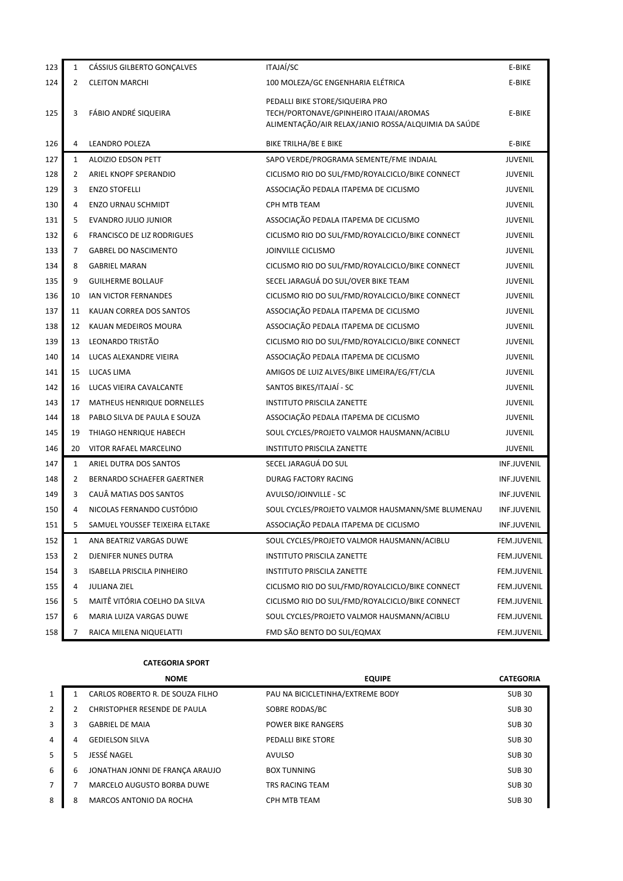| | | | | |
|---|---|---|---|---|
| 123 | 1 | CÁSSIUS GILBERTO GONÇALVES | ITAJAÍ/SC | E-BIKE |
| 124 | 2 | CLEITON MARCHI | 100 MOLEZA/GC ENGENHARIA ELÉTRICA | E-BIKE |
| 125 | 3 | FÁBIO ANDRÉ SIQUEIRA | PEDALLI BIKE STORE/SIQUEIRA PRO TECH/PORTONAVE/GPINHEIRO ITAJAI/AROMAS ALIMENTAÇÃO/AIR RELAX/JANIO ROSSA/ALQUIMIA DA SAÚDE | E-BIKE |
| 126 | 4 | LEANDRO POLEZA | BIKE TRILHA/BE E BIKE | E-BIKE |
| 127 | 1 | ALOIZIO EDSON PETT | SAPO VERDE/PROGRAMA SEMENTE/FME INDAIAL | JUVENIL |
| 128 | 2 | ARIEL KNOPF SPERANDIO | CICLISMO RIO DO SUL/FMD/ROYALCICLO/BIKE CONNECT | JUVENIL |
| 129 | 3 | ENZO STOFELLI | ASSOCIAÇÃO PEDALA ITAPEMA DE CICLISMO | JUVENIL |
| 130 | 4 | ENZO URNAU SCHMIDT | CPH MTB TEAM | JUVENIL |
| 131 | 5 | EVANDRO JULIO JUNIOR | ASSOCIAÇÃO PEDALA ITAPEMA DE CICLISMO | JUVENIL |
| 132 | 6 | FRANCISCO DE LIZ RODRIGUES | CICLISMO RIO DO SUL/FMD/ROYALCICLO/BIKE CONNECT | JUVENIL |
| 133 | 7 | GABREL DO NASCIMENTO | JOINVILLE CICLISMO | JUVENIL |
| 134 | 8 | GABRIEL MARAN | CICLISMO RIO DO SUL/FMD/ROYALCICLO/BIKE CONNECT | JUVENIL |
| 135 | 9 | GUILHERME BOLLAUF | SECEL JARAGUÁ DO SUL/OVER BIKE TEAM | JUVENIL |
| 136 | 10 | IAN VICTOR FERNANDES | CICLISMO RIO DO SUL/FMD/ROYALCICLO/BIKE CONNECT | JUVENIL |
| 137 | 11 | KAUAN CORREA DOS SANTOS | ASSOCIAÇÃO PEDALA ITAPEMA DE CICLISMO | JUVENIL |
| 138 | 12 | KAUAN MEDEIROS MOURA | ASSOCIAÇÃO PEDALA ITAPEMA DE CICLISMO | JUVENIL |
| 139 | 13 | LEONARDO TRISTÃO | CICLISMO RIO DO SUL/FMD/ROYALCICLO/BIKE CONNECT | JUVENIL |
| 140 | 14 | LUCAS ALEXANDRE VIEIRA | ASSOCIAÇÃO PEDALA ITAPEMA DE CICLISMO | JUVENIL |
| 141 | 15 | LUCAS LIMA | AMIGOS DE LUIZ ALVES/BIKE LIMEIRA/EG/FT/CLA | JUVENIL |
| 142 | 16 | LUCAS VIEIRA CAVALCANTE | SANTOS BIKES/ITAJAÍ - SC | JUVENIL |
| 143 | 17 | MATHEUS HENRIQUE DORNELLES | INSTITUTO PRISCILA ZANETTE | JUVENIL |
| 144 | 18 | PABLO SILVA DE PAULA E SOUZA | ASSOCIAÇÃO PEDALA ITAPEMA DE CICLISMO | JUVENIL |
| 145 | 19 | THIAGO HENRIQUE HABECH | SOUL CYCLES/PROJETO VALMOR HAUSMANN/ACIBLU | JUVENIL |
| 146 | 20 | VITOR RAFAEL MARCELINO | INSTITUTO PRISCILA ZANETTE | JUVENIL |
| 147 | 1 | ARIEL DUTRA DOS SANTOS | SECEL JARAGUÁ DO SUL | INF.JUVENIL |
| 148 | 2 | BERNARDO SCHAEFER GAERTNER | DURAG FACTORY RACING | INF.JUVENIL |
| 149 | 3 | CAUÃ MATIAS DOS SANTOS | AVULSO/JOINVILLE - SC | INF.JUVENIL |
| 150 | 4 | NICOLAS FERNANDO CUSTÓDIO | SOUL CYCLES/PROJETO VALMOR HAUSMANN/SME BLUMENAU | INF.JUVENIL |
| 151 | 5 | SAMUEL YOUSSEF TEIXEIRA ELTAKE | ASSOCIAÇÃO PEDALA ITAPEMA DE CICLISMO | INF.JUVENIL |
| 152 | 1 | ANA BEATRIZ VARGAS DUWE | SOUL CYCLES/PROJETO VALMOR HAUSMANN/ACIBLU | FEM.JUVENIL |
| 153 | 2 | DJENIFER NUNES DUTRA | INSTITUTO PRISCILA ZANETTE | FEM.JUVENIL |
| 154 | 3 | ISABELLA PRISCILA PINHEIRO | INSTITUTO PRISCILA ZANETTE | FEM.JUVENIL |
| 155 | 4 | JULIANA ZIEL | CICLISMO RIO DO SUL/FMD/ROYALCICLO/BIKE CONNECT | FEM.JUVENIL |
| 156 | 5 | MAITÊ VITÓRIA COELHO DA SILVA | CICLISMO RIO DO SUL/FMD/ROYALCICLO/BIKE CONNECT | FEM.JUVENIL |
| 157 | 6 | MARIA LUIZA VARGAS DUWE | SOUL CYCLES/PROJETO VALMOR HAUSMANN/ACIBLU | FEM.JUVENIL |
| 158 | 7 | RAICA MILENA NIQUELATTI | FMD SÃO BENTO DO SUL/EQMAX | FEM.JUVENIL |

**CATEGORIA SPORT**

| | | NOME | EQUIPE | CATEGORIA |
|---|---|---|---|---|
| 1 | 1 | CARLOS ROBERTO R. DE SOUZA FILHO | PAU NA BICICLETINHA/EXTREME BODY | SUB 30 |
| 2 | 2 | CHRISTOPHER RESENDE DE PAULA | SOBRE RODAS/BC | SUB 30 |
| 3 | 3 | GABRIEL DE MAIA | POWER BIKE RANGERS | SUB 30 |
| 4 | 4 | GEDIELSON SILVA | PEDALLI BIKE STORE | SUB 30 |
| 5 | 5 | JESSÉ NAGEL | AVULSO | SUB 30 |
| 6 | 6 | JONATHAN JONNI DE FRANÇA ARAUJO | BOX TUNNING | SUB 30 |
| 7 | 7 | MARCELO AUGUSTO BORBA DUWE | TRS RACING TEAM | SUB 30 |
| 8 | 8 | MARCOS ANTONIO DA ROCHA | CPH MTB TEAM | SUB 30 |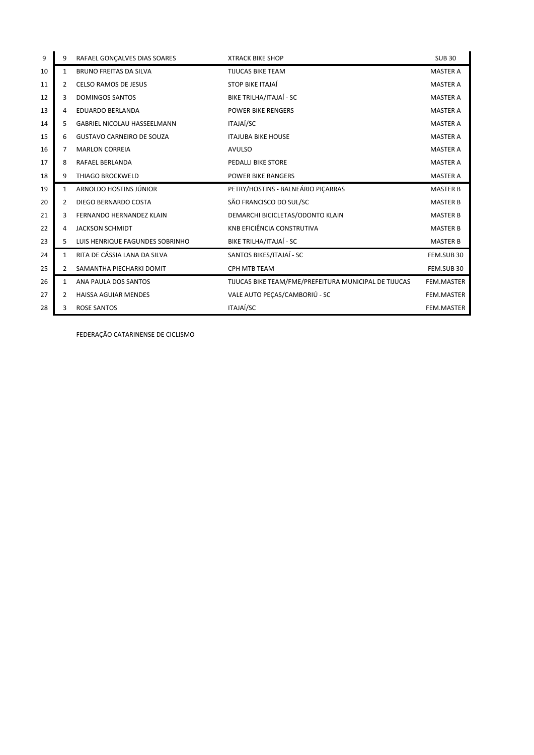| | | | | |
|---|---|---|---|---|
| 9 | 9 | RAFAEL GONÇALVES DIAS SOARES | XTRACK BIKE SHOP | SUB 30 |
| 10 | 1 | BRUNO FREITAS DA SILVA | TIJUCAS BIKE TEAM | MASTER A |
| 11 | 2 | CELSO RAMOS DE JESUS | STOP BIKE ITAJAÍ | MASTER A |
| 12 | 3 | DOMINGOS SANTOS | BIKE TRILHA/ITAJAÍ - SC | MASTER A |
| 13 | 4 | EDUARDO BERLANDA | POWER BIKE RENGERS | MASTER A |
| 14 | 5 | GABRIEL NICOLAU HASSEELMANN | ITAJAÍ/SC | MASTER A |
| 15 | 6 | GUSTAVO CARNEIRO DE SOUZA | ITAJUBA BIKE HOUSE | MASTER A |
| 16 | 7 | MARLON CORREIA | AVULSO | MASTER A |
| 17 | 8 | RAFAEL BERLANDA | PEDALLI BIKE STORE | MASTER A |
| 18 | 9 | THIAGO BROCKWELD | POWER BIKE RANGERS | MASTER A |
| 19 | 1 | ARNOLDO HOSTINS JÚNIOR | PETRY/HOSTINS - BALNEÁRIO PIÇARRAS | MASTER B |
| 20 | 2 | DIEGO BERNARDO COSTA | SÃO FRANCISCO DO SUL/SC | MASTER B |
| 21 | 3 | FERNANDO HERNANDEZ KLAIN | DEMARCHI BICICLETAS/ODONTO KLAIN | MASTER B |
| 22 | 4 | JACKSON SCHMIDT | KNB EFICIÊNCIA CONSTRUTIVA | MASTER B |
| 23 | 5 | LUIS HENRIQUE FAGUNDES SOBRINHO | BIKE TRILHA/ITAJAÍ - SC | MASTER B |
| 24 | 1 | RITA DE CÁSSIA LANA DA SILVA | SANTOS BIKES/ITAJAÍ - SC | FEM.SUB 30 |
| 25 | 2 | SAMANTHA PIECHARKI DOMIT | CPH MTB TEAM | FEM.SUB 30 |
| 26 | 1 | ANA PAULA DOS SANTOS | TIJUCAS BIKE TEAM/FME/PREFEITURA MUNICIPAL DE TIJUCAS | FEM.MASTER |
| 27 | 2 | HAISSA AGUIAR MENDES | VALE AUTO PEÇAS/CAMBORIÚ - SC | FEM.MASTER |
| 28 | 3 | ROSE SANTOS | ITAJAÍ/SC | FEM.MASTER |

FEDERAÇÃO CATARINENSE DE CICLISMO